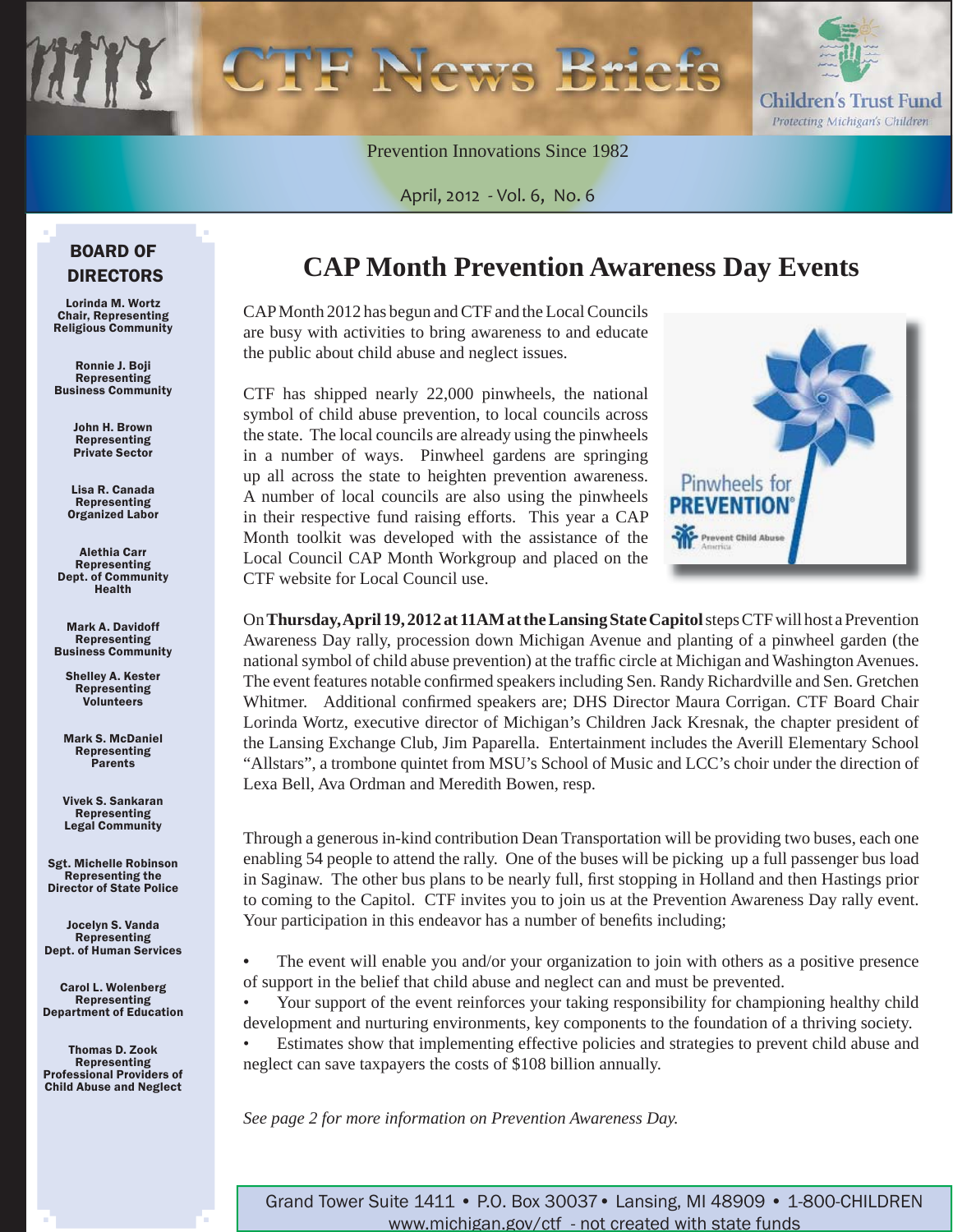# CTF News Briefs

Children's Trust Fund
*Protecting Michigan's Children*

Prevention Innovations Since 1982

April, 2012 - Vol. 6, No. 6

## BOARD OF DIRECTORS

**Lorinda M. Wortz**
Chair, Representing Religious Community

**Ronnie J. Boji**
Representing Business Community

**John H. Brown**
Representing Private Sector

**Lisa R. Canada**
Representing Organized Labor

**Alethia Carr**
Representing Dept. of Community Health

**Mark A. Davidoff**
Representing Business Community

**Shelley A. Kester**
Representing Volunteers

**Mark S. McDaniel**
Representing Parents

**Vivek S. Sankaran**
Representing Legal Community

**Sgt. Michelle Robinson**
Representing the Director of State Police

**Jocelyn S. Vanda**
Representing Dept. of Human Services

**Carol L. Wolenberg**
Representing Department of Education

**Thomas D. Zook**
Representing Professional Providers of Child Abuse and Neglect

# CAP Month Prevention Awareness Day Events

CAP Month 2012 has begun and CTF and the Local Councils are busy with activities to bring awareness to and educate the public about child abuse and neglect issues.

CTF has shipped nearly 22,000 pinwheels, the national symbol of child abuse prevention, to local councils across the state. The local councils are already using the pinwheels in a number of ways. Pinwheel gardens are springing up all across the state to heighten prevention awareness. A number of local councils are also using the pinwheels in their respective fund raising efforts. This year a CAP Month toolkit was developed with the assistance of the Local Council CAP Month Workgroup and placed on the CTF website for Local Council use.

Pinwheels for PREVENTION® — Prevent Child Abuse America

On **Thursday, April 19, 2012 at 11AM at the Lansing State Capitol** steps CTF will host a Prevention Awareness Day rally, procession down Michigan Avenue and planting of a pinwheel garden (the national symbol of child abuse prevention) at the traffic circle at Michigan and Washington Avenues. The event features notable confirmed speakers including Sen. Randy Richardville and Sen. Gretchen Whitmer. Additional confirmed speakers are; DHS Director Maura Corrigan. CTF Board Chair Lorinda Wortz, executive director of Michigan's Children Jack Kresnak, the chapter president of the Lansing Exchange Club, Jim Paparella. Entertainment includes the Averill Elementary School "Allstars", a trombone quintet from MSU's School of Music and LCC's choir under the direction of Lexa Bell, Ava Ordman and Meredith Bowen, resp.

Through a generous in-kind contribution Dean Transportation will be providing two buses, each one enabling 54 people to attend the rally. One of the buses will be picking up a full passenger bus load in Saginaw. The other bus plans to be nearly full, first stopping in Holland and then Hastings prior to coming to the Capitol. CTF invites you to join us at the Prevention Awareness Day rally event. Your participation in this endeavor has a number of benefits including;

- The event will enable you and/or your organization to join with others as a positive presence of support in the belief that child abuse and neglect can and must be prevented.
- Your support of the event reinforces your taking responsibility for championing healthy child development and nurturing environments, key components to the foundation of a thriving society.
- Estimates show that implementing effective policies and strategies to prevent child abuse and neglect can save taxpayers the costs of $108 billion annually.

*See page 2 for more information on Prevention Awareness Day.*

Grand Tower Suite 1411 • P.O. Box 30037 • Lansing, MI 48909 • 1-800-CHILDREN
www.michigan.gov/ctf - not created with state funds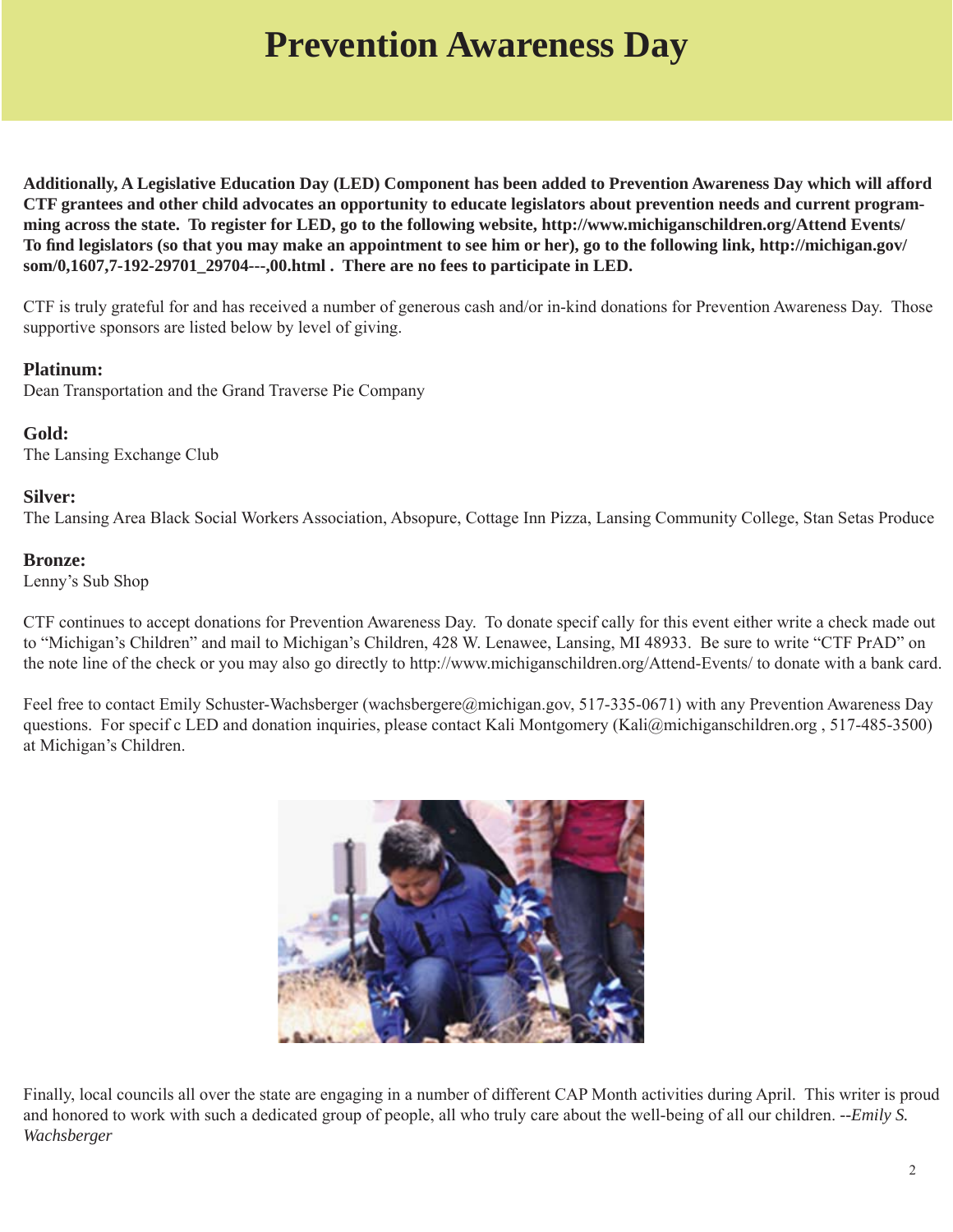# Prevention Awareness Day

**Additionally, A Legislative Education Day (LED) Component has been added to Prevention Awareness Day which will afford CTF grantees and other child advocates an opportunity to educate legislators about prevention needs and current programming across the state. To register for LED, go to the following website, http://www.michiganschildren.org/Attend Events/ To find legislators (so that you may make an appointment to see him or her), go to the following link, http://michigan.gov/som/0,1607,7-192-29701_29704---,00.html . There are no fees to participate in LED.**

CTF is truly grateful for and has received a number of generous cash and/or in-kind donations for Prevention Awareness Day. Those supportive sponsors are listed below by level of giving.

**Platinum:**
Dean Transportation and the Grand Traverse Pie Company

**Gold:**
The Lansing Exchange Club

**Silver:**
The Lansing Area Black Social Workers Association, Absopure, Cottage Inn Pizza, Lansing Community College, Stan Setas Produce

**Bronze:**
Lenny's Sub Shop

CTF continues to accept donations for Prevention Awareness Day. To donate specif cally for this event either write a check made out to "Michigan's Children" and mail to Michigan's Children, 428 W. Lenawee, Lansing, MI 48933. Be sure to write "CTF PrAD" on the note line of the check or you may also go directly to http://www.michiganschildren.org/Attend-Events/ to donate with a bank card.

Feel free to contact Emily Schuster-Wachsberger (wachsbergere@michigan.gov, 517-335-0671) with any Prevention Awareness Day questions. For specif c LED and donation inquiries, please contact Kali Montgomery (Kali@michiganschildren.org , 517-485-3500) at Michigan's Children.

Finally, local councils all over the state are engaging in a number of different CAP Month activities during April. This writer is proud and honored to work with such a dedicated group of people, all who truly care about the well-being of all our children. *--Emily S. Wachsberger*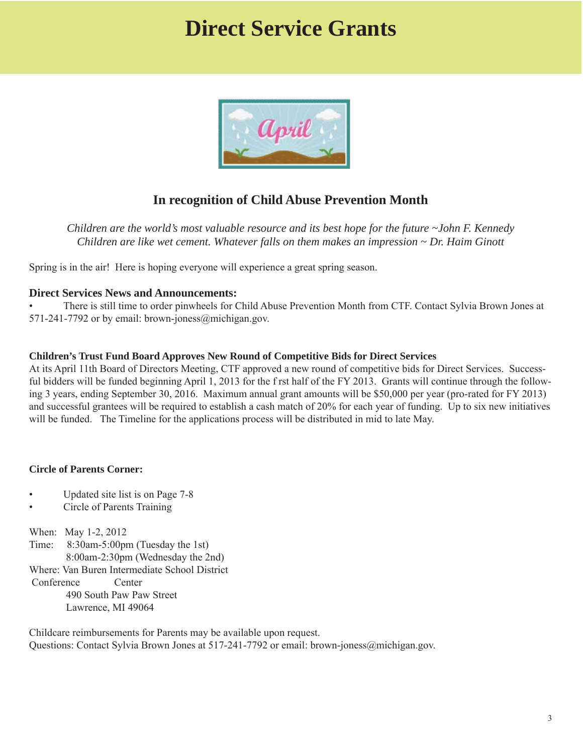# Direct Service Grants

## In recognition of Child Abuse Prevention Month

*Children are the world's most valuable resource and its best hope for the future ~John F. Kennedy*
*Children are like wet cement. Whatever falls on them makes an impression ~ Dr. Haim Ginott*

Spring is in the air! Here is hoping everyone will experience a great spring season.

### Direct Services News and Announcements:

- There is still time to order pinwheels for Child Abuse Prevention Month from CTF. Contact Sylvia Brown Jones at 571-241-7792 or by email: brown-joness@michigan.gov.

**Children's Trust Fund Board Approves New Round of Competitive Bids for Direct Services**

At its April 11th Board of Directors Meeting, CTF approved a new round of competitive bids for Direct Services. Successful bidders will be funded beginning April 1, 2013 for the first half of the FY 2013. Grants will continue through the following 3 years, ending September 30, 2016. Maximum annual grant amounts will be $50,000 per year (pro-rated for FY 2013) and successful grantees will be required to establish a cash match of 20% for each year of funding. Up to six new initiatives will be funded. The Timeline for the applications process will be distributed in mid to late May.

**Circle of Parents Corner:**

- Updated site list is on Page 7-8
- Circle of Parents Training

When: May 1-2, 2012
Time: 8:30am-5:00pm (Tuesday the 1st)
8:00am-2:30pm (Wednesday the 2nd)
Where: Van Buren Intermediate School District Conference Center
490 South Paw Paw Street
Lawrence, MI 49064

Childcare reimbursements for Parents may be available upon request.
Questions: Contact Sylvia Brown Jones at 517-241-7792 or email: brown-joness@michigan.gov.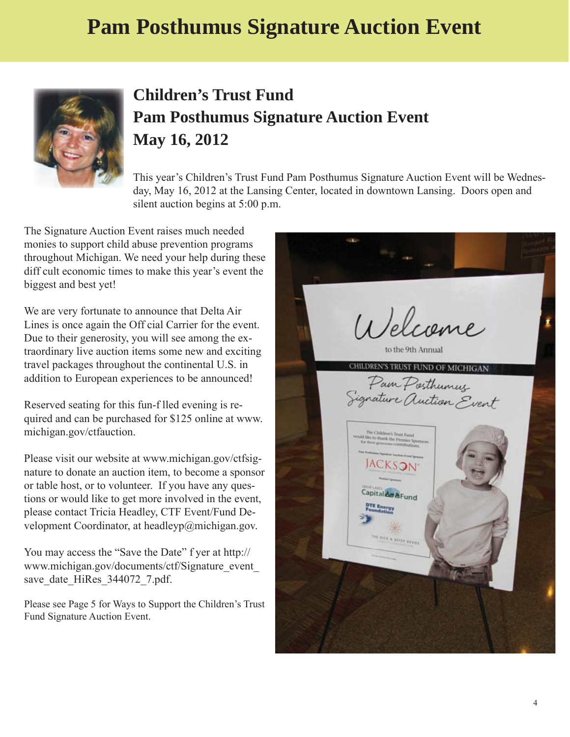# Pam Posthumus Signature Auction Event

## Children's Trust Fund
## Pam Posthumus Signature Auction Event
## May 16, 2012

This year's Children's Trust Fund Pam Posthumus Signature Auction Event will be Wednesday, May 16, 2012 at the Lansing Center, located in downtown Lansing. Doors open and silent auction begins at 5:00 p.m.

The Signature Auction Event raises much needed monies to support child abuse prevention programs throughout Michigan. We need your help during these diff cult economic times to make this year's event the biggest and best yet!

We are very fortunate to announce that Delta Air Lines is once again the Off cial Carrier for the event. Due to their generosity, you will see among the extraordinary live auction items some new and exciting travel packages throughout the continental U.S. in addition to European experiences to be announced!

Reserved seating for this fun-f lled evening is required and can be purchased for $125 online at www.michigan.gov/ctfauction.

Please visit our website at www.michigan.gov/ctfsignature to donate an auction item, to become a sponsor or table host, or to volunteer. If you have any questions or would like to get more involved in the event, please contact Tricia Headley, CTF Event/Fund Development Coordinator, at headleyp@michigan.gov.

You may access the "Save the Date" f yer at http://www.michigan.gov/documents/ctf/Signature_event_save_date_HiRes_344072_7.pdf.

Please see Page 5 for Ways to Support the Children's Trust Fund Signature Auction Event.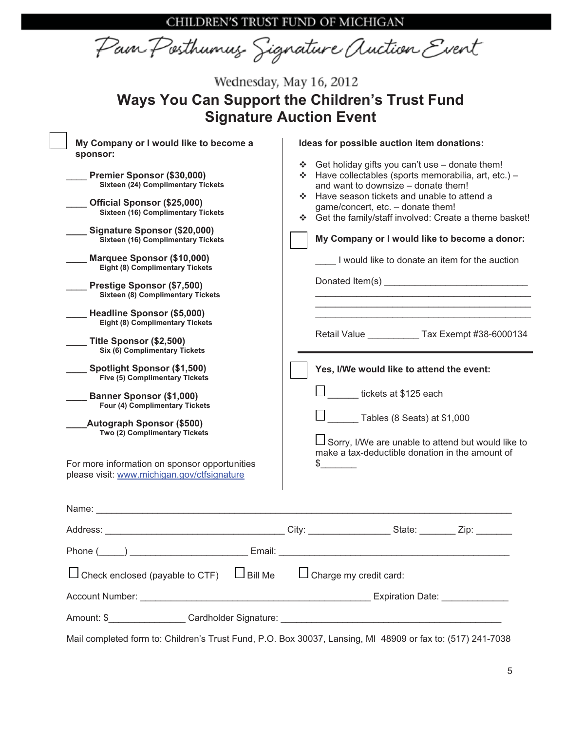CHILDREN'S TRUST FUND OF MICHIGAN

Pam Posthumus Signature Auction Event

Wednesday, May 16, 2012

# Ways You Can Support the Children's Trust Fund Signature Auction Event

☐ **My Company or I would like to become a sponsor:**

____ **Premier Sponsor ($30,000)**
**Sixteen (24) Complimentary Tickets**

____ **Official Sponsor ($25,000)**
**Sixteen (16) Complimentary Tickets**

____ **Signature Sponsor ($20,000)**
**Sixteen (16) Complimentary Tickets**

____ **Marquee Sponsor ($10,000)**
**Eight (8) Complimentary Tickets**

____ **Prestige Sponsor ($7,500)**
**Sixteen (8) Complimentary Tickets**

____ **Headline Sponsor ($5,000)**
**Eight (8) Complimentary Tickets**

____ **Title Sponsor ($2,500)**
**Six (6) Complimentary Tickets**

____ **Spotlight Sponsor ($1,500)**
**Five (5) Complimentary Tickets**

____ **Banner Sponsor ($1,000)**
**Four (4) Complimentary Tickets**

____**Autograph Sponsor ($500)**
**Two (2) Complimentary Tickets**

For more information on sponsor opportunities please visit: www.michigan.gov/ctfsignature

**Ideas for possible auction item donations:**

- Get holiday gifts you can't use – donate them!
- Have collectables (sports memorabilia, art, etc.) – and want to downsize – donate them!
- Have season tickets and unable to attend a game/concert, etc. – donate them!
- Get the family/staff involved: Create a theme basket!

☐ **My Company or I would like to become a donor:**

____ I would like to donate an item for the auction

Donated Item(s) ___________________________
__________________________________________
__________________________________________
__________________________________________

Retail Value __________ Tax Exempt #38-6000134

☐ **Yes, I/We would like to attend the event:**

☐ ______ tickets at $125 each

☐ ______ Tables (8 Seats) at $1,000

☐ Sorry, I/We are unable to attend but would like to make a tax-deductible donation in the amount of $_______

Name: ______________________________________________________________________________

Address: ___________________________________ City: ________________ State: _______ Zip: _______

Phone (_____) ______________________ Email: ______________________________________________

☐ Check enclosed (payable to CTF) ☐ Bill Me ☐ Charge my credit card:

Account Number: _____________________________________________ Expiration Date: _____________

Amount: $_______________ Cardholder Signature: _____________________________________________

Mail completed form to: Children's Trust Fund, P.O. Box 30037, Lansing, MI 48909 or fax to: (517) 241-7038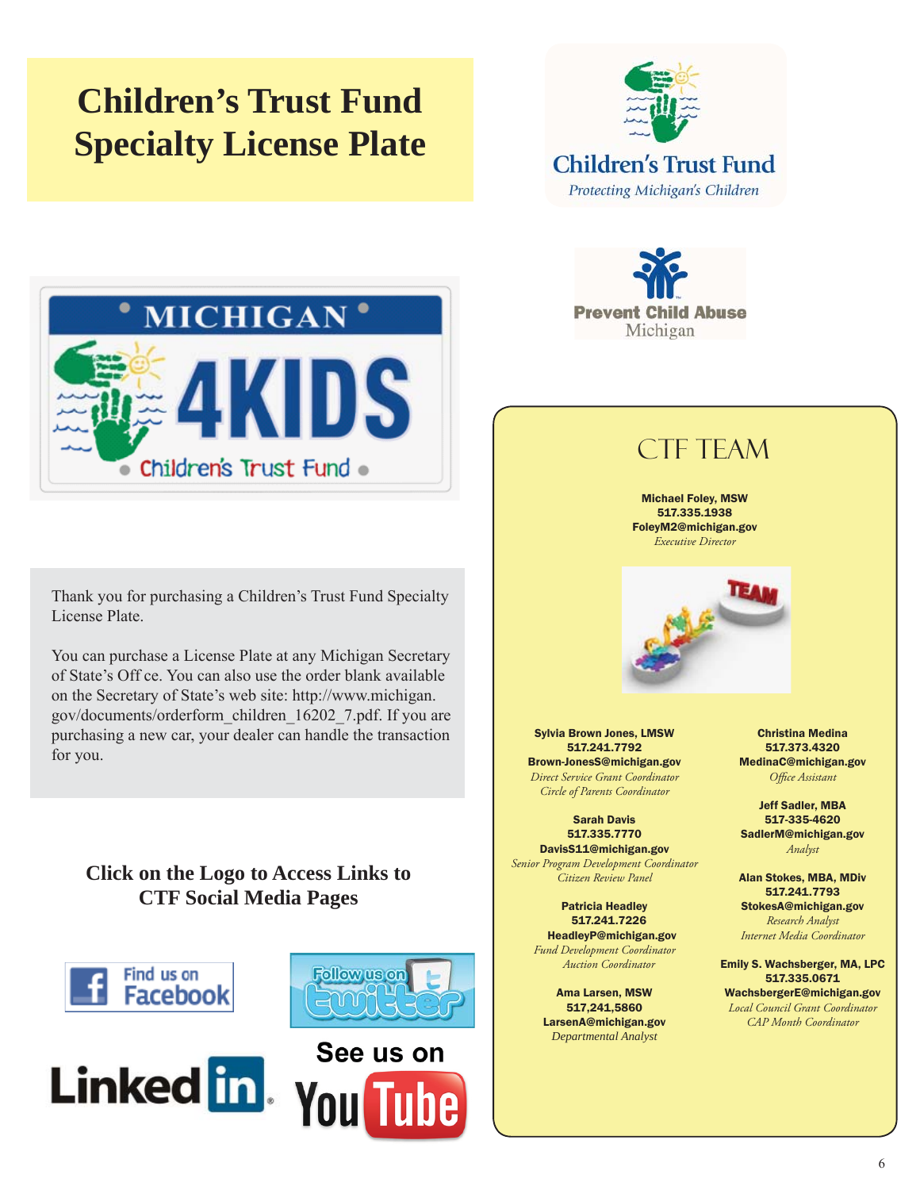# Children's Trust Fund Specialty License Plate

Thank you for purchasing a Children's Trust Fund Specialty License Plate.

You can purchase a License Plate at any Michigan Secretary of State's Off ce. You can also use the order blank available on the Secretary of State's web site: http://www.michigan.gov/documents/orderform_children_16202_7.pdf. If you are purchasing a new car, your dealer can handle the transaction for you.

**Click on the Logo to Access Links to CTF Social Media Pages**

## CTF TEAM

**Michael Foley, MSW**
**517.335.1938**
**FoleyM2@michigan.gov**
*Executive Director*

**Sylvia Brown Jones, LMSW**
**517.241.7792**
**Brown-JonesS@michigan.gov**
*Direct Service Grant Coordinator*
*Circle of Parents Coordinator*

**Sarah Davis**
**517.335.7770**
**DavisS11@michigan.gov**
*Senior Program Development Coordinator*
*Citizen Review Panel*

**Patricia Headley**
**517.241.7226**
**HeadleyP@michigan.gov**
*Fund Development Coordinator*
*Auction Coordinator*

**Ama Larsen, MSW**
**517,241,5860**
**LarsenA@michigan.gov**
*Departmental Analyst*

**Christina Medina**
**517.373.4320**
**MedinaC@michigan.gov**
*Office Assistant*

**Jeff Sadler, MBA**
**517-335-4620**
**SadlerM@michigan.gov**
*Analyst*

**Alan Stokes, MBA, MDiv**
**517.241.7793**
**StokesA@michigan.gov**
*Research Analyst*
*Internet Media Coordinator*

**Emily S. Wachsberger, MA, LPC**
**517.335.0671**
**WachsbergerE@michigan.gov**
*Local Council Grant Coordinator*
*CAP Month Coordinator*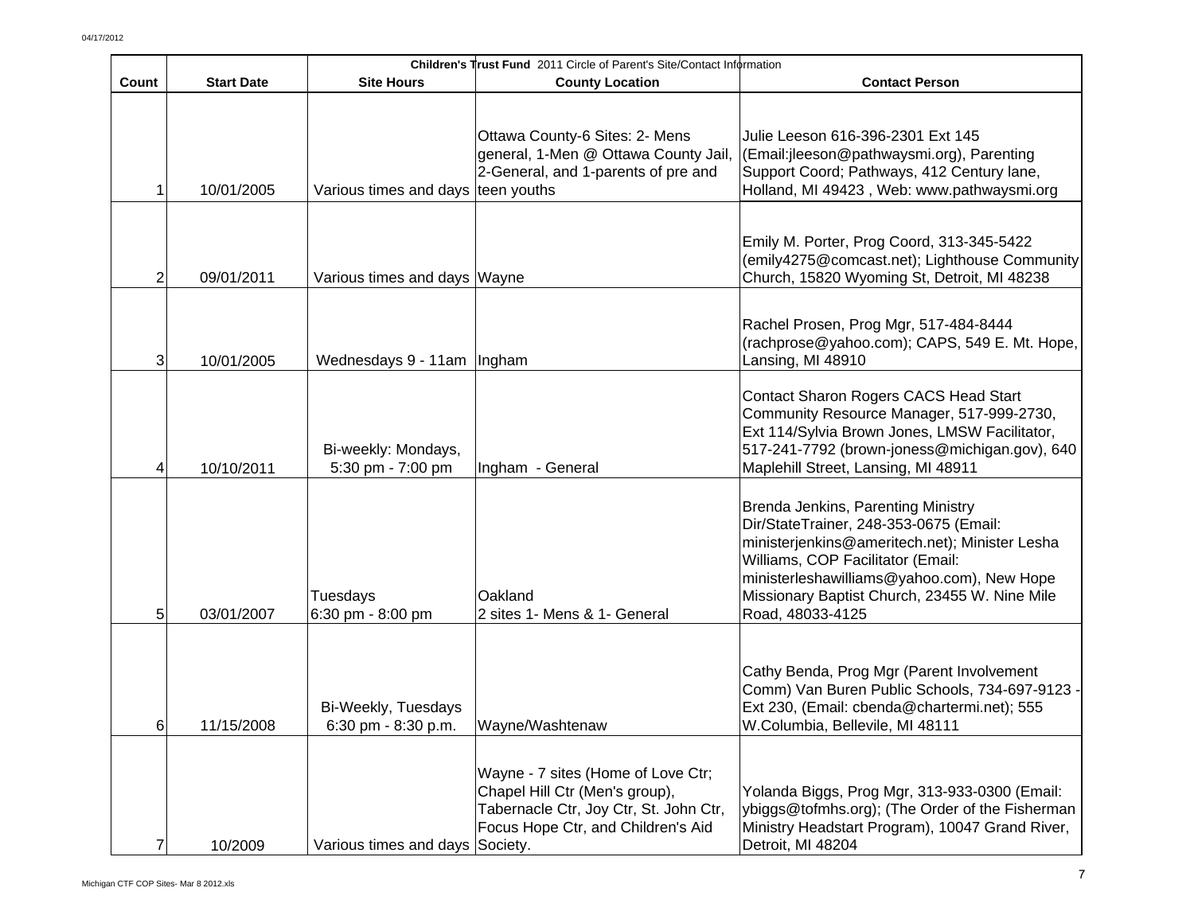| | | **Children's Trust Fund** 2011 Circle of Parent's Site/Contact Information | | |
|---|---|---|---|---|
| **Count** | **Start Date** | **Site Hours** | **County Location** | **Contact Person** |
| 1 | 10/01/2005 | Various times and days | Ottawa County-6 Sites: 2- Mens general, 1-Men @ Ottawa County Jail, 2-General, and 1-parents of pre and teen youths | Julie Leeson 616-396-2301 Ext 145 (Email:jleeson@pathwaysmi.org), Parenting Support Coord; Pathways, 412 Century lane, Holland, MI 49423 , Web: www.pathwaysmi.org |
| 2 | 09/01/2011 | Various times and days | Wayne | Emily M. Porter, Prog Coord, 313-345-5422 (emily4275@comcast.net); Lighthouse Community Church, 15820 Wyoming St, Detroit, MI 48238 |
| 3 | 10/01/2005 | Wednesdays 9 - 11am | Ingham | Rachel Prosen, Prog Mgr, 517-484-8444 (rachprose@yahoo.com); CAPS, 549 E. Mt. Hope, Lansing, MI 48910 |
| 4 | 10/10/2011 | Bi-weekly: Mondays, 5:30 pm - 7:00 pm | Ingham - General | Contact Sharon Rogers CACS Head Start Community Resource Manager, 517-999-2730, Ext 114/Sylvia Brown Jones, LMSW Facilitator, 517-241-7792 (brown-joness@michigan.gov), 640 Maplehill Street, Lansing, MI 48911 |
| 5 | 03/01/2007 | Tuesdays 6:30 pm - 8:00 pm | Oakland 2 sites 1- Mens & 1- General | Brenda Jenkins, Parenting Ministry Dir/StateTrainer, 248-353-0675 (Email: ministerjenkins@ameritech.net); Minister Lesha Williams, COP Facilitator (Email: ministerleshawilliams@yahoo.com), New Hope Missionary Baptist Church, 23455 W. Nine Mile Road, 48033-4125 |
| 6 | 11/15/2008 | Bi-Weekly, Tuesdays 6:30 pm - 8:30 p.m. | Wayne/Washtenaw | Cathy Benda, Prog Mgr (Parent Involvement Comm) Van Buren Public Schools, 734-697-9123 - Ext 230, (Email: cbenda@chartermi.net); 555 W.Columbia, Bellevile, MI 48111 |
| 7 | 10/2009 | Various times and days | Wayne - 7 sites (Home of Love Ctr; Chapel Hill Ctr (Men's group), Tabernacle Ctr, Joy Ctr, St. John Ctr, Focus Hope Ctr, and Children's Aid Society. | Yolanda Biggs, Prog Mgr, 313-933-0300 (Email: ybiggs@tofmhs.org); (The Order of the Fisherman Ministry Headstart Program), 10047 Grand River, Detroit, MI 48204 |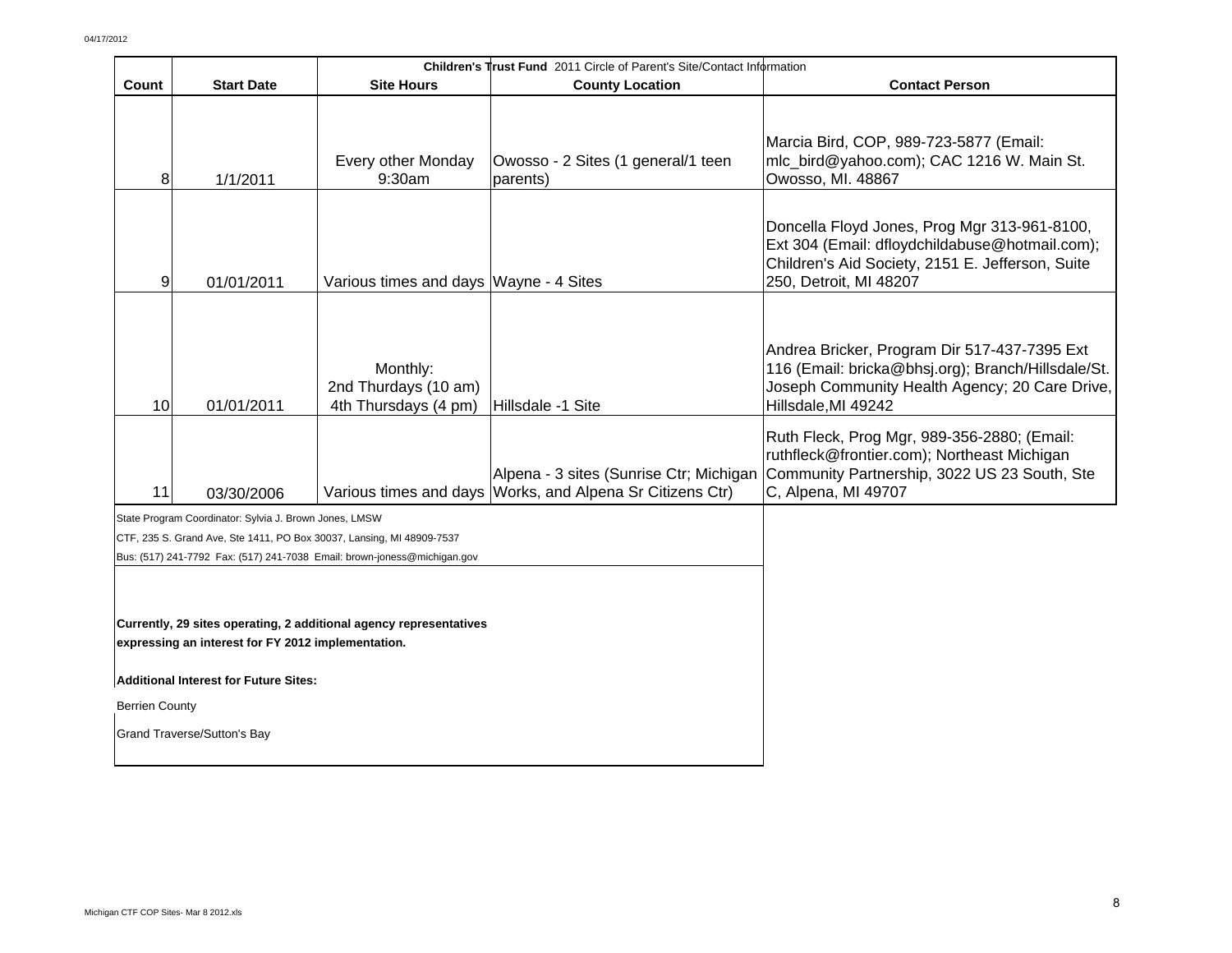| | | | Children's Trust Fund 2011 Circle of Parent's Site/Contact Information | |
|---|---|---|---|---|
| **Count** | **Start Date** | **Site Hours** | **County Location** | **Contact Person** |
| 8 | 1/1/2011 | Every other Monday 9:30am | Owosso - 2 Sites (1 general/1 teen parents) | Marcia Bird, COP, 989-723-5877 (Email: mlc_bird@yahoo.com); CAC 1216 W. Main St. Owosso, MI. 48867 |
| 9 | 01/01/2011 | Various times and days | Wayne - 4 Sites | Doncella Floyd Jones, Prog Mgr 313-961-8100, Ext 304 (Email: dfloydchildabuse@hotmail.com); Children's Aid Society, 2151 E. Jefferson, Suite 250, Detroit, MI 48207 |
| 10 | 01/01/2011 | Monthly: 2nd Thurdays (10 am) 4th Thursdays (4 pm) | Hillsdale -1 Site | Andrea Bricker, Program Dir 517-437-7395 Ext 116 (Email: bricka@bhsj.org); Branch/Hillsdale/St. Joseph Community Health Agency; 20 Care Drive, Hillsdale,MI 49242 |
| 11 | 03/30/2006 | Various times and days | Alpena - 3 sites (Sunrise Ctr; Michigan Works, and Alpena Sr Citizens Ctr) | Ruth Fleck, Prog Mgr, 989-356-2880; (Email: ruthfleck@frontier.com); Northeast Michigan Community Partnership, 3022 US 23 South, Ste C, Alpena, MI 49707 |

State Program Coordinator: Sylvia J. Brown Jones, LMSW

CTF, 235 S. Grand Ave, Ste 1411, PO Box 30037, Lansing, MI 48909-7537

Bus: (517) 241-7792 Fax: (517) 241-7038 Email: brown-joness@michigan.gov

**Currently, 29 sites operating, 2 additional agency representatives expressing an interest for FY 2012 implementation.**

**Additional Interest for Future Sites:**

Berrien County

Grand Traverse/Sutton's Bay